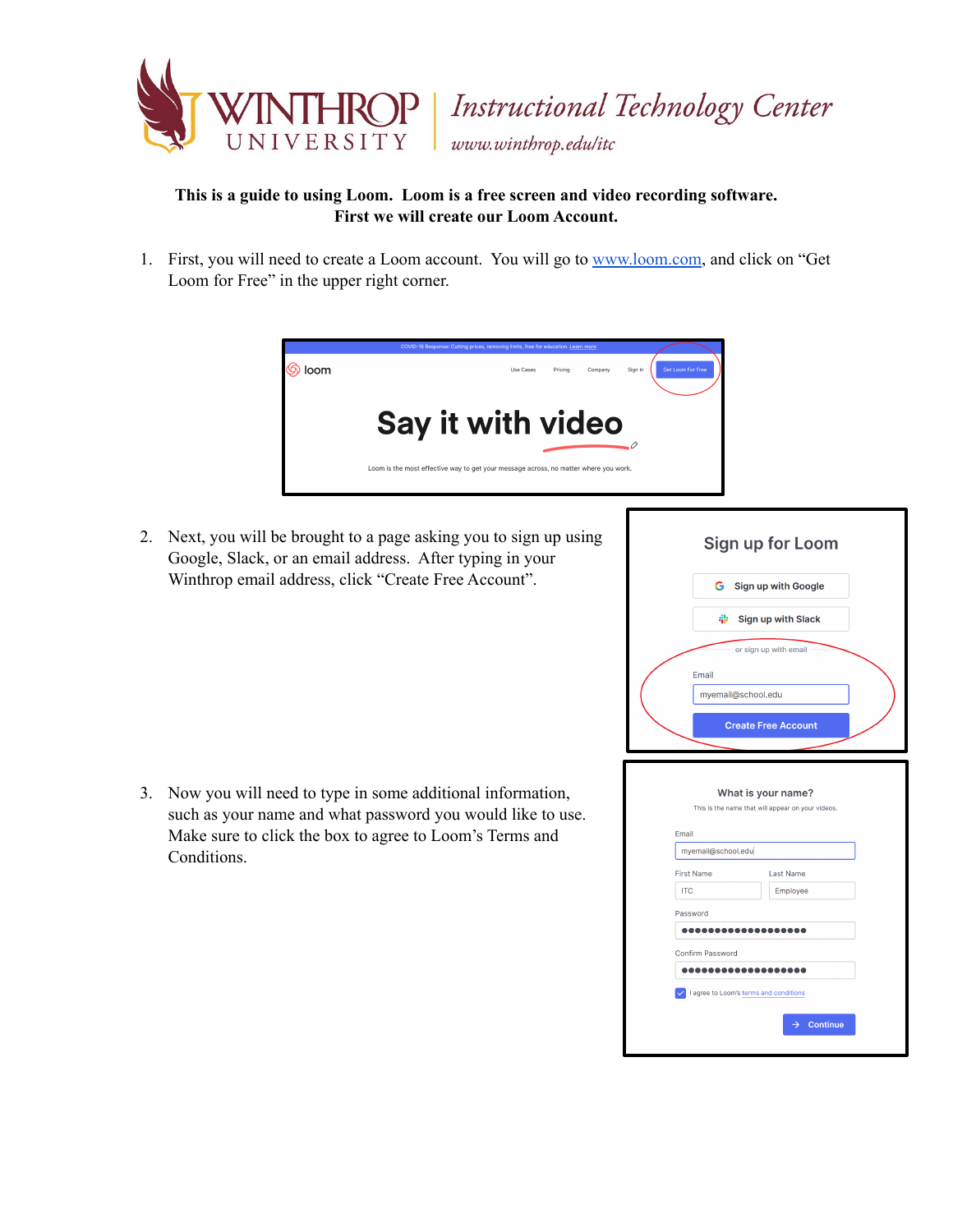Winthrop University | Instructional Technology Center
www.winthrop.edu/itc

**This is a guide to using Loom. Loom is a free screen and video recording software.
First we will create our Loom Account.**

1. First, you will need to create a Loom account. You will go to [www.loom.com](http://www.loom.com), and click on "Get Loom for Free" in the upper right corner.

2. Next, you will be brought to a page asking you to sign up using Google, Slack, or an email address. After typing in your Winthrop email address, click "Create Free Account".

3. Now you will need to type in some additional information, such as your name and what password you would like to use. Make sure to click the box to agree to Loom's Terms and Conditions.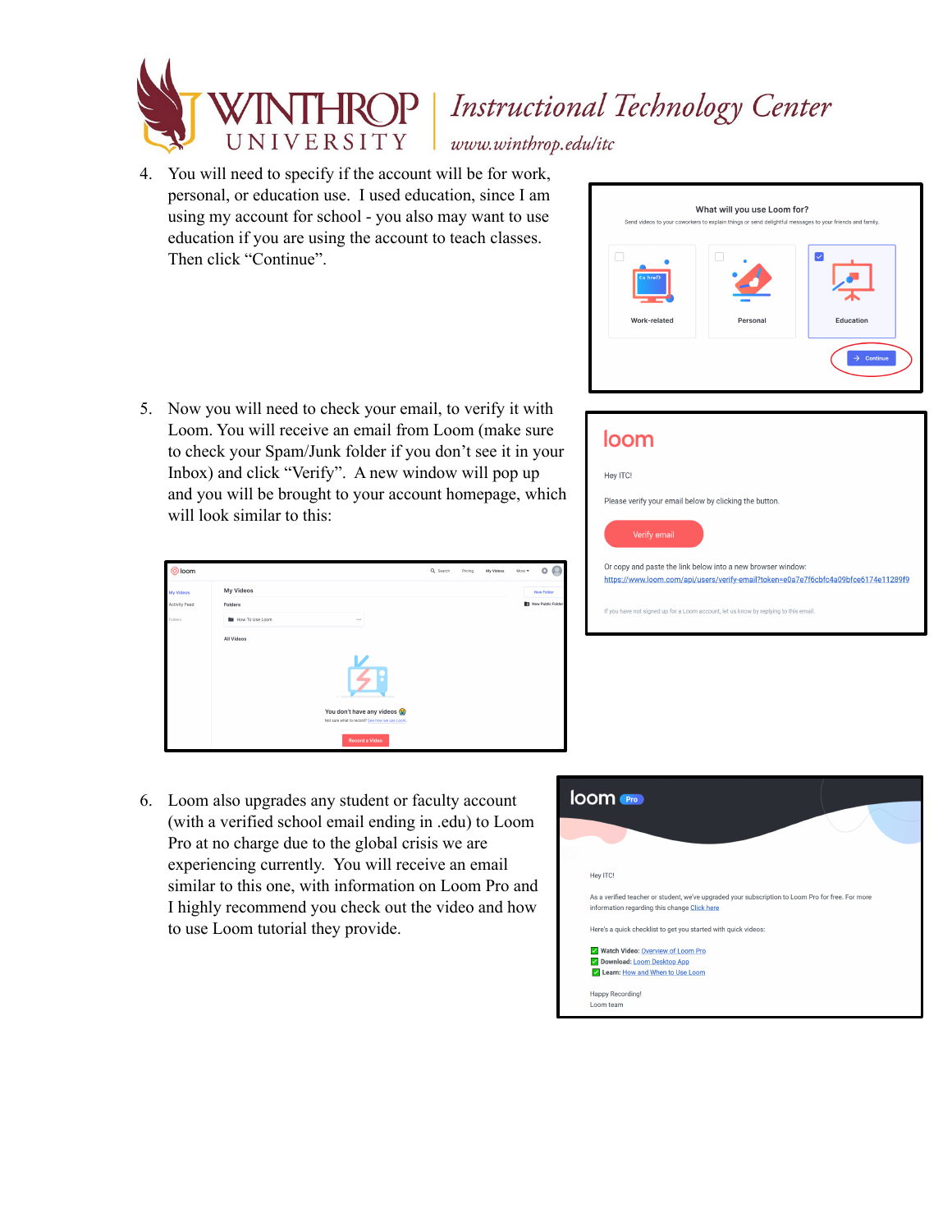4. You will need to specify if the account will be for work, personal, or education use. I used education, since I am using my account for school - you also may want to use education if you are using the account to teach classes. Then click "Continue".

5. Now you will need to check your email, to verify it with Loom. You will receive an email from Loom (make sure to check your Spam/Junk folder if you don't see it in your Inbox) and click "Verify". A new window will pop up and you will be brought to your account homepage, which will look similar to this:

6. Loom also upgrades any student or faculty account (with a verified school email ending in .edu) to Loom Pro at no charge due to the global crisis we are experiencing currently. You will receive an email similar to this one, with information on Loom Pro and I highly recommend you check out the video and how to use Loom tutorial they provide.